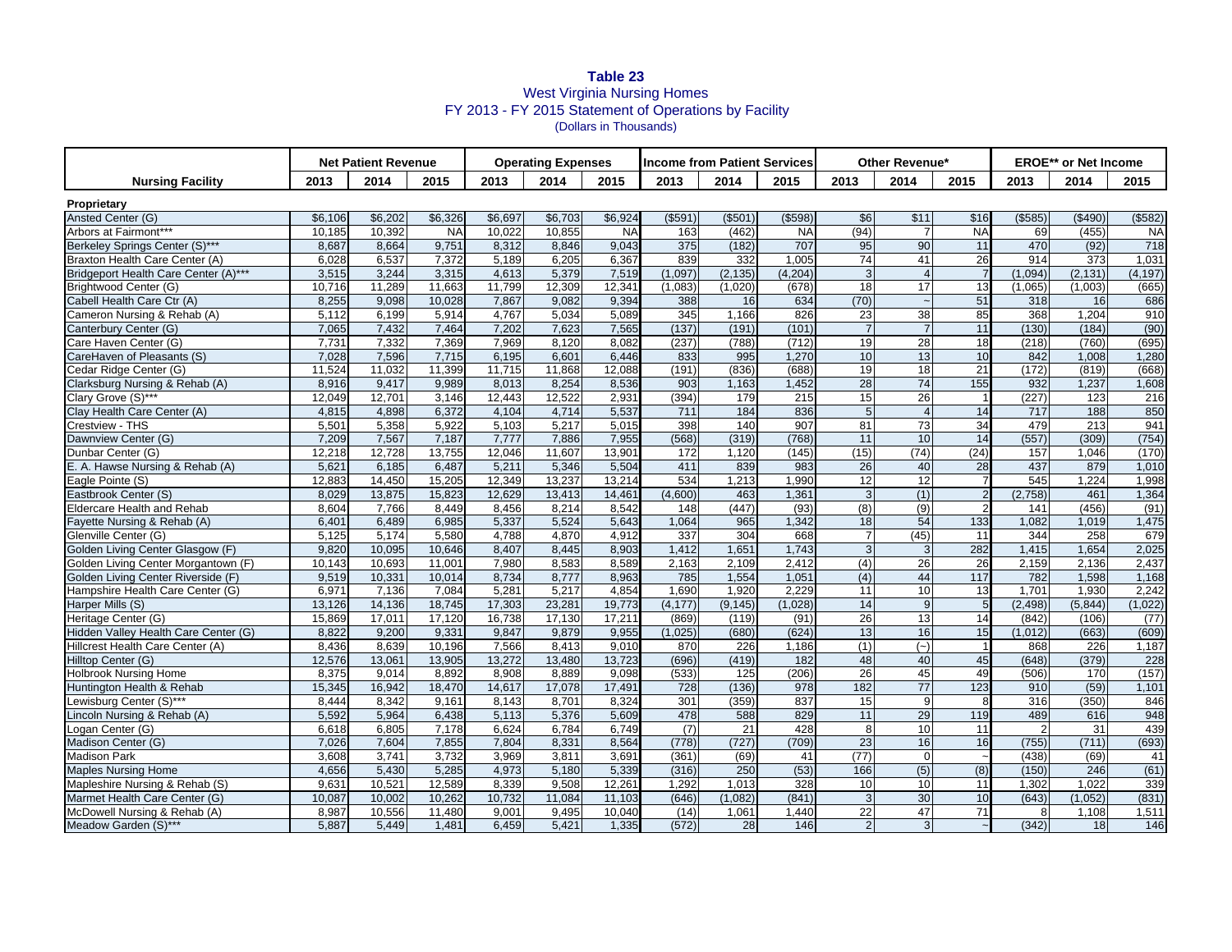# Table 23

## West Virginia Nursing Homes

### FY 2013 - FY 2015 Statement of Operations by Facility

(Dollars in Thousands)

| Nursing Facility | Net Patient Revenue | | | Operating Expenses | | | Income from Patient Services | | | Other Revenue* | | | EROE** or Net Income | | |
|---|---|---|---|---|---|---|---|---|---|---|---|---|---|---|---|
| | 2013 | 2014 | 2015 | 2013 | 2014 | 2015 | 2013 | 2014 | 2015 | 2013 | 2014 | 2015 | 2013 | 2014 | 2015 |
| **Proprietary** | | | | | | | | | | | | | | | |
| Ansted Center (G) | $6,106 | $6,202 | $6,326 | $6,697 | $6,703 | $6,924 | ($591) | ($501) | ($598) | $6 | $11 | $16 | ($585) | ($490) | ($582) |
| Arbors at Fairmont*** | 10,185 | 10,392 | NA | 10,022 | 10,855 | NA | 163 | (462) | NA | (94) | 7 | NA | 69 | (455) | NA |
| Berkeley Springs Center (S)*** | 8,687 | 8,664 | 9,751 | 8,312 | 8,846 | 9,043 | 375 | (182) | 707 | 95 | 90 | 11 | 470 | (92) | 718 |
| Braxton Health Care Center (A) | 6,028 | 6,537 | 7,372 | 5,189 | 6,205 | 6,367 | 839 | 332 | 1,005 | 74 | 41 | 26 | 914 | 373 | 1,031 |
| Bridgeport Health Care Center (A)*** | 3,515 | 3,244 | 3,315 | 4,613 | 5,379 | 7,519 | (1,097) | (2,135) | (4,204) | 3 | 4 | 7 | (1,094) | (2,131) | (4,197) |
| Brightwood Center (G) | 10,716 | 11,289 | 11,663 | 11,799 | 12,309 | 12,341 | (1,083) | (1,020) | (678) | 18 | 17 | 13 | (1,065) | (1,003) | (665) |
| Cabell Health Care Ctr (A) | 8,255 | 9,098 | 10,028 | 7,867 | 9,082 | 9,394 | 388 | 16 | 634 | (70) | ~ | 51 | 318 | 16 | 686 |
| Cameron Nursing & Rehab (A) | 5,112 | 6,199 | 5,914 | 4,767 | 5,034 | 5,089 | 345 | 1,166 | 826 | 23 | 38 | 85 | 368 | 1,204 | 910 |
| Canterbury Center (G) | 7,065 | 7,432 | 7,464 | 7,202 | 7,623 | 7,565 | (137) | (191) | (101) | 7 | 7 | 11 | (130) | (184) | (90) |
| Care Haven Center (G) | 7,731 | 7,332 | 7,369 | 7,969 | 8,120 | 8,082 | (237) | (788) | (712) | 19 | 28 | 18 | (218) | (760) | (695) |
| CareHaven of Pleasants (S) | 7,028 | 7,596 | 7,715 | 6,195 | 6,601 | 6,446 | 833 | 995 | 1,270 | 10 | 13 | 10 | 842 | 1,008 | 1,280 |
| Cedar Ridge Center (G) | 11,524 | 11,032 | 11,399 | 11,715 | 11,868 | 12,088 | (191) | (836) | (688) | 19 | 18 | 21 | (172) | (819) | (668) |
| Clarksburg Nursing & Rehab (A) | 8,916 | 9,417 | 9,989 | 8,013 | 8,254 | 8,536 | 903 | 1,163 | 1,452 | 28 | 74 | 155 | 932 | 1,237 | 1,608 |
| Clary Grove (S)*** | 12,049 | 12,701 | 3,146 | 12,443 | 12,522 | 2,931 | (394) | 179 | 215 | 15 | 26 | 1 | (227) | 123 | 216 |
| Clay Health Care Center (A) | 4,815 | 4,898 | 6,372 | 4,104 | 4,714 | 5,537 | 711 | 184 | 836 | 5 | 4 | 14 | 717 | 188 | 850 |
| Crestview - THS | 5,501 | 5,358 | 5,922 | 5,103 | 5,217 | 5,015 | 398 | 140 | 907 | 81 | 73 | 34 | 479 | 213 | 941 |
| Dawnview Center (G) | 7,209 | 7,567 | 7,187 | 7,777 | 7,886 | 7,955 | (568) | (319) | (768) | 11 | 10 | 14 | (557) | (309) | (754) |
| Dunbar Center (G) | 12,218 | 12,728 | 13,755 | 12,046 | 11,607 | 13,901 | 172 | 1,120 | (145) | (15) | (74) | (24) | 157 | 1,046 | (170) |
| E. A. Hawse Nursing & Rehab (A) | 5,621 | 6,185 | 6,487 | 5,211 | 5,346 | 5,504 | 411 | 839 | 983 | 26 | 40 | 28 | 437 | 879 | 1,010 |
| Eagle Pointe (S) | 12,883 | 14,450 | 15,205 | 12,349 | 13,237 | 13,214 | 534 | 1,213 | 1,990 | 12 | 12 | 7 | 545 | 1,224 | 1,998 |
| Eastbrook Center (S) | 8,029 | 13,875 | 15,823 | 12,629 | 13,413 | 14,461 | (4,600) | 463 | 1,361 | 3 | (1) | 2 | (2,758) | 461 | 1,364 |
| Eldercare Health and Rehab | 8,604 | 7,766 | 8,449 | 8,456 | 8,214 | 8,542 | 148 | (447) | (93) | (8) | (9) | 2 | 141 | (456) | (91) |
| Fayette Nursing & Rehab (A) | 6,401 | 6,489 | 6,985 | 5,337 | 5,524 | 5,643 | 1,064 | 965 | 1,342 | 18 | 54 | 133 | 1,082 | 1,019 | 1,475 |
| Glenville Center (G) | 5,125 | 5,174 | 5,580 | 4,788 | 4,870 | 4,912 | 337 | 304 | 668 | 7 | (45) | 11 | 344 | 258 | 679 |
| Golden Living Center Glasgow (F) | 9,820 | 10,095 | 10,646 | 8,407 | 8,445 | 8,903 | 1,412 | 1,651 | 1,743 | 3 | 3 | 282 | 1,415 | 1,654 | 2,025 |
| Golden Living Center Morgantown (F) | 10,143 | 10,693 | 11,001 | 7,980 | 8,583 | 8,589 | 2,163 | 2,109 | 2,412 | (4) | 26 | 26 | 2,159 | 2,136 | 2,437 |
| Golden Living Center Riverside (F) | 9,519 | 10,331 | 10,014 | 8,734 | 8,777 | 8,963 | 785 | 1,554 | 1,051 | (4) | 44 | 117 | 782 | 1,598 | 1,168 |
| Hampshire Health Care Center (G) | 6,971 | 7,136 | 7,084 | 5,281 | 5,217 | 4,854 | 1,690 | 1,920 | 2,229 | 11 | 10 | 13 | 1,701 | 1,930 | 2,242 |
| Harper Mills (S) | 13,126 | 14,136 | 18,745 | 17,303 | 23,281 | 19,773 | (4,177) | (9,145) | (1,028) | 14 | 9 | 5 | (2,498) | (5,844) | (1,022) |
| Heritage Center (G) | 15,869 | 17,011 | 17,120 | 16,738 | 17,130 | 17,211 | (869) | (119) | (91) | 26 | 13 | 14 | (842) | (106) | (77) |
| Hidden Valley Health Care Center (G) | 8,822 | 9,200 | 9,331 | 9,847 | 9,879 | 9,955 | (1,025) | (680) | (624) | 13 | 16 | 15 | (1,012) | (663) | (609) |
| Hillcrest Health Care Center (A) | 8,436 | 8,639 | 10,196 | 7,566 | 8,413 | 9,010 | 870 | 226 | 1,186 | (1) | (~) | 1 | 868 | 226 | 1,187 |
| Hilltop Center (G) | 12,576 | 13,061 | 13,905 | 13,272 | 13,480 | 13,723 | (696) | (419) | 182 | 48 | 40 | 45 | (648) | (379) | 228 |
| Holbrook Nursing Home | 8,375 | 9,014 | 8,892 | 8,908 | 8,889 | 9,098 | (533) | 125 | (206) | 26 | 45 | 49 | (506) | 170 | (157) |
| Huntington Health & Rehab | 15,345 | 16,942 | 18,470 | 14,617 | 17,078 | 17,491 | 728 | (136) | 978 | 182 | 77 | 123 | 910 | (59) | 1,101 |
| Lewisburg Center (S)*** | 8,444 | 8,342 | 9,161 | 8,143 | 8,701 | 8,324 | 301 | (359) | 837 | 15 | 9 | 8 | 316 | (350) | 846 |
| Lincoln Nursing & Rehab (A) | 5,592 | 5,964 | 6,438 | 5,113 | 5,376 | 5,609 | 478 | 588 | 829 | 11 | 29 | 119 | 489 | 616 | 948 |
| Logan Center (G) | 6,618 | 6,805 | 7,178 | 6,624 | 6,784 | 6,749 | (7) | 21 | 428 | 8 | 10 | 11 | 2 | 31 | 439 |
| Madison Center (G) | 7,026 | 7,604 | 7,855 | 7,804 | 8,331 | 8,564 | (778) | (727) | (709) | 23 | 16 | 16 | (755) | (711) | (693) |
| Madison Park | 3,608 | 3,741 | 3,732 | 3,969 | 3,811 | 3,691 | (361) | (69) | 41 | (77) | 0 | ~ | (438) | (69) | 41 |
| Maples Nursing Home | 4,656 | 5,430 | 5,285 | 4,973 | 5,180 | 5,339 | (316) | 250 | (53) | 166 | (5) | (8) | (150) | 246 | (61) |
| Mapleshire Nursing & Rehab (S) | 9,631 | 10,521 | 12,589 | 8,339 | 9,508 | 12,261 | 1,292 | 1,013 | 328 | 10 | 10 | 11 | 1,302 | 1,022 | 339 |
| Marmet Health Care Center (G) | 10,087 | 10,002 | 10,262 | 10,732 | 11,084 | 11,103 | (646) | (1,082) | (841) | 3 | 30 | 10 | (643) | (1,052) | (831) |
| McDowell Nursing & Rehab (A) | 8,987 | 10,556 | 11,480 | 9,001 | 9,495 | 10,040 | (14) | 1,061 | 1,440 | 22 | 47 | 71 | 8 | 1,108 | 1,511 |
| Meadow Garden (S)*** | 5,887 | 5,449 | 1,481 | 6,459 | 5,421 | 1,335 | (572) | 28 | 146 | 2 | 3 | ~ | (342) | 18 | 146 |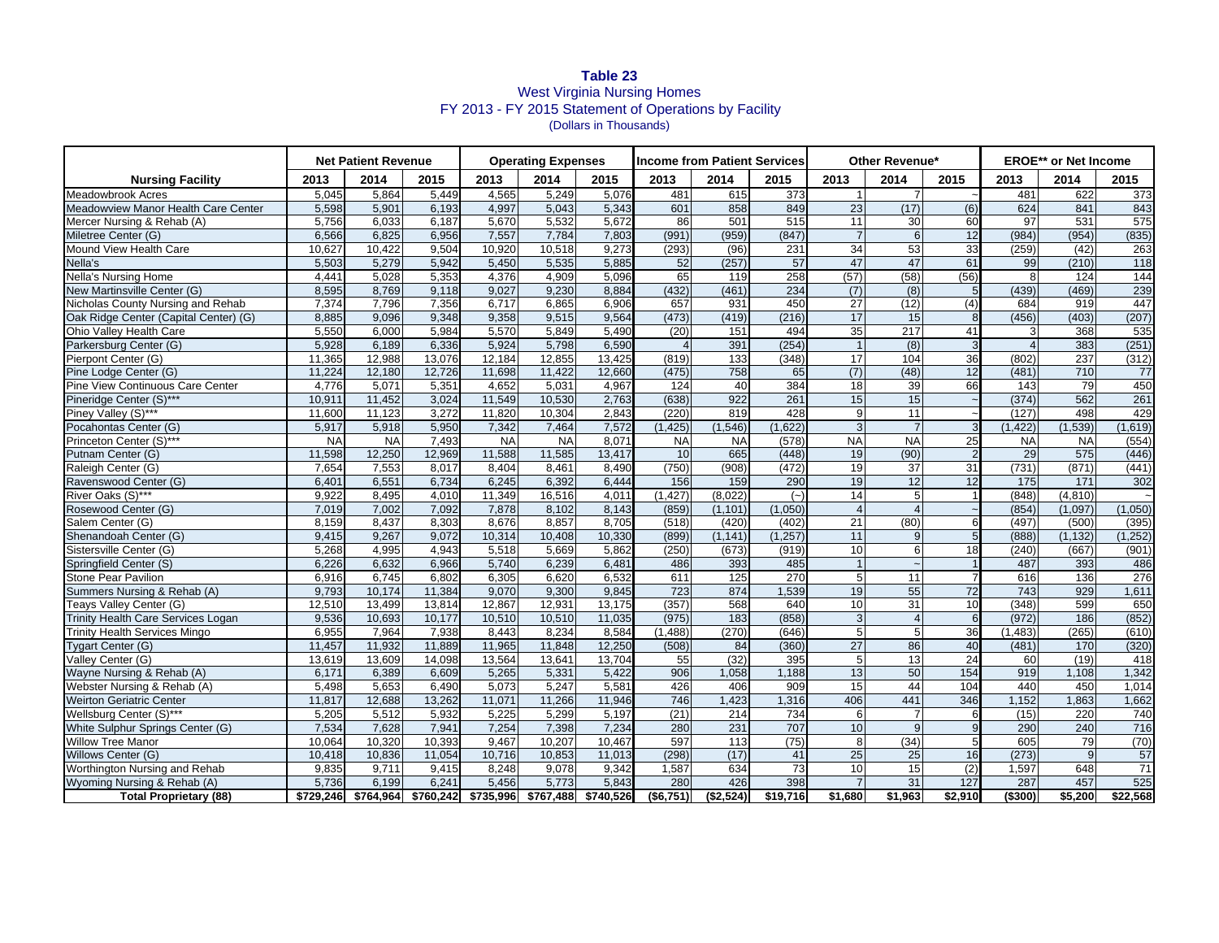**Table 23**
West Virginia Nursing Homes
FY 2013 - FY 2015 Statement of Operations by Facility
(Dollars in Thousands)

| Nursing Facility | Net Patient Revenue | | | Operating Expenses | | | Income from Patient Services | | | Other Revenue* | | | EROE** or Net Income | | |
|---|---|---|---|---|---|---|---|---|---|---|---|---|---|---|---|
| | 2013 | 2014 | 2015 | 2013 | 2014 | 2015 | 2013 | 2014 | 2015 | 2013 | 2014 | 2015 | 2013 | 2014 | 2015 |
| Meadowbrook Acres | 5,045 | 5,864 | 5,449 | 4,565 | 5,249 | 5,076 | 481 | 615 | 373 | 1 | 7 | ~ | 481 | 622 | 373 |
| Meadowview Manor Health Care Center | 5,598 | 5,901 | 6,193 | 4,997 | 5,043 | 5,343 | 601 | 858 | 849 | 23 | (17) | (6) | 624 | 841 | 843 |
| Mercer Nursing & Rehab (A) | 5,756 | 6,033 | 6,187 | 5,670 | 5,532 | 5,672 | 86 | 501 | 515 | 11 | 30 | 60 | 97 | 531 | 575 |
| Miletree Center (G) | 6,566 | 6,825 | 6,956 | 7,557 | 7,784 | 7,803 | (991) | (959) | (847) | 7 | 6 | 12 | (984) | (954) | (835) |
| Mound View Health Care | 10,627 | 10,422 | 9,504 | 10,920 | 10,518 | 9,273 | (293) | (96) | 231 | 34 | 53 | 33 | (259) | (42) | 263 |
| Nella's | 5,503 | 5,279 | 5,942 | 5,450 | 5,535 | 5,885 | 52 | (257) | 57 | 47 | 47 | 61 | 99 | (210) | 118 |
| Nella's Nursing Home | 4,441 | 5,028 | 5,353 | 4,376 | 4,909 | 5,096 | 65 | 119 | 258 | (57) | (58) | (56) | 8 | 124 | 144 |
| New Martinsville Center (G) | 8,595 | 8,769 | 9,118 | 9,027 | 9,230 | 8,884 | (432) | (461) | 234 | (7) | (8) | 5 | (439) | (469) | 239 |
| Nicholas County Nursing and Rehab | 7,374 | 7,796 | 7,356 | 6,717 | 6,865 | 6,906 | 657 | 931 | 450 | 27 | (12) | (4) | 684 | 919 | 447 |
| Oak Ridge Center (Capital Center) (G) | 8,885 | 9,096 | 9,348 | 9,358 | 9,515 | 9,564 | (473) | (419) | (216) | 17 | 15 | 8 | (456) | (403) | (207) |
| Ohio Valley Health Care | 5,550 | 6,000 | 5,984 | 5,570 | 5,849 | 5,490 | (20) | 151 | 494 | 35 | 217 | 41 | 3 | 368 | 535 |
| Parkersburg Center (G) | 5,928 | 6,189 | 6,336 | 5,924 | 5,798 | 6,590 | 4 | 391 | (254) | 1 | (8) | 3 | 4 | 383 | (251) |
| Pierpont Center (G) | 11,365 | 12,988 | 13,076 | 12,184 | 12,855 | 13,425 | (819) | 133 | (348) | 17 | 104 | 36 | (802) | 237 | (312) |
| Pine Lodge Center (G) | 11,224 | 12,180 | 12,726 | 11,698 | 11,422 | 12,660 | (475) | 758 | 65 | (7) | (48) | 12 | (481) | 710 | 77 |
| Pine View Continuous Care Center | 4,776 | 5,071 | 5,351 | 4,652 | 5,031 | 4,967 | 124 | 40 | 384 | 18 | 39 | 66 | 143 | 79 | 450 |
| Pineridge Center (S)*** | 10,911 | 11,452 | 3,024 | 11,549 | 10,530 | 2,763 | (638) | 922 | 261 | 15 | 15 | ~ | (374) | 562 | 261 |
| Piney Valley (S)*** | 11,600 | 11,123 | 3,272 | 11,820 | 10,304 | 2,843 | (220) | 819 | 428 | 9 | 11 | ~ | (127) | 498 | 429 |
| Pocahontas Center (G) | 5,917 | 5,918 | 5,950 | 7,342 | 7,464 | 7,572 | (1,425) | (1,546) | (1,622) | 3 | 7 | 3 | (1,422) | (1,539) | (1,619) |
| Princeton Center (S)*** | NA | NA | 7,493 | NA | NA | 8,071 | NA | NA | (578) | NA | NA | 25 | NA | NA | (554) |
| Putnam Center (G) | 11,598 | 12,250 | 12,969 | 11,588 | 11,585 | 13,417 | 10 | 665 | (448) | 19 | (90) | 2 | 29 | 575 | (446) |
| Raleigh Center (G) | 7,654 | 7,553 | 8,017 | 8,404 | 8,461 | 8,490 | (750) | (908) | (472) | 19 | 37 | 31 | (731) | (871) | (441) |
| Ravenswood Center (G) | 6,401 | 6,551 | 6,734 | 6,245 | 6,392 | 6,444 | 156 | 159 | 290 | 19 | 12 | 12 | 175 | 171 | 302 |
| River Oaks (S)*** | 9,922 | 8,495 | 4,010 | 11,349 | 16,516 | 4,011 | (1,427) | (8,022) | (~) | 14 | 5 | 1 | (848) | (4,810) | ~ |
| Rosewood Center (G) | 7,019 | 7,002 | 7,092 | 7,878 | 8,102 | 8,143 | (859) | (1,101) | (1,050) | 4 | 4 | ~ | (854) | (1,097) | (1,050) |
| Salem Center (G) | 8,159 | 8,437 | 8,303 | 8,676 | 8,857 | 8,705 | (518) | (420) | (402) | 21 | (80) | 6 | (497) | (500) | (395) |
| Shenandoah Center (G) | 9,415 | 9,267 | 9,072 | 10,314 | 10,408 | 10,330 | (899) | (1,141) | (1,257) | 11 | 9 | 5 | (888) | (1,132) | (1,252) |
| Sistersville Center (G) | 5,268 | 4,995 | 4,943 | 5,518 | 5,669 | 5,862 | (250) | (673) | (919) | 10 | 6 | 18 | (240) | (667) | (901) |
| Springfield Center (S) | 6,226 | 6,632 | 6,966 | 5,740 | 6,239 | 6,481 | 486 | 393 | 485 | 1 | ~ | 1 | 487 | 393 | 486 |
| Stone Pear Pavilion | 6,916 | 6,745 | 6,802 | 6,305 | 6,620 | 6,532 | 611 | 125 | 270 | 5 | 11 | 7 | 616 | 136 | 276 |
| Summers Nursing & Rehab (A) | 9,793 | 10,174 | 11,384 | 9,070 | 9,300 | 9,845 | 723 | 874 | 1,539 | 19 | 55 | 72 | 743 | 929 | 1,611 |
| Teays Valley Center (G) | 12,510 | 13,499 | 13,814 | 12,867 | 12,931 | 13,175 | (357) | 568 | 640 | 10 | 31 | 10 | (348) | 599 | 650 |
| Trinity Health Care Services Logan | 9,536 | 10,693 | 10,177 | 10,510 | 10,510 | 11,035 | (975) | 183 | (858) | 3 | 4 | 6 | (972) | 186 | (852) |
| Trinity Health Services Mingo | 6,955 | 7,964 | 7,938 | 8,443 | 8,234 | 8,584 | (1,488) | (270) | (646) | 5 | 5 | 36 | (1,483) | (265) | (610) |
| Tygart Center (G) | 11,457 | 11,932 | 11,889 | 11,965 | 11,848 | 12,250 | (508) | 84 | (360) | 27 | 86 | 40 | (481) | 170 | (320) |
| Valley Center (G) | 13,619 | 13,609 | 14,098 | 13,564 | 13,641 | 13,704 | 55 | (32) | 395 | 5 | 13 | 24 | 60 | (19) | 418 |
| Wayne Nursing & Rehab (A) | 6,171 | 6,389 | 6,609 | 5,265 | 5,331 | 5,422 | 906 | 1,058 | 1,188 | 13 | 50 | 154 | 919 | 1,108 | 1,342 |
| Webster Nursing & Rehab (A) | 5,498 | 5,653 | 6,490 | 5,073 | 5,247 | 5,581 | 426 | 406 | 909 | 15 | 44 | 104 | 440 | 450 | 1,014 |
| Weirton Geriatric Center | 11,817 | 12,688 | 13,262 | 11,071 | 11,266 | 11,946 | 746 | 1,423 | 1,316 | 406 | 441 | 346 | 1,152 | 1,863 | 1,662 |
| Wellsburg Center (S)*** | 5,205 | 5,512 | 5,932 | 5,225 | 5,299 | 5,197 | (21) | 214 | 734 | 6 | 7 | 6 | (15) | 220 | 740 |
| White Sulphur Springs Center (G) | 7,534 | 7,628 | 7,941 | 7,254 | 7,398 | 7,234 | 280 | 231 | 707 | 10 | 9 | 9 | 290 | 240 | 716 |
| Willow Tree Manor | 10,064 | 10,320 | 10,393 | 9,467 | 10,207 | 10,467 | 597 | 113 | (75) | 8 | (34) | 5 | 605 | 79 | (70) |
| Willows Center (G) | 10,418 | 10,836 | 11,054 | 10,716 | 10,853 | 11,013 | (298) | (17) | 41 | 25 | 25 | 16 | (273) | 9 | 57 |
| Worthington Nursing and Rehab | 9,835 | 9,711 | 9,415 | 8,248 | 9,078 | 9,342 | 1,587 | 634 | 73 | 10 | 15 | (2) | 1,597 | 648 | 71 |
| Wyoming Nursing & Rehab (A) | 5,736 | 6,199 | 6,241 | 5,456 | 5,773 | 5,843 | 280 | 426 | 398 | 7 | 31 | 127 | 287 | 457 | 525 |
| **Total Proprietary (88)** | **$729,246** | **$764,964** | **$760,242** | **$735,996** | **$767,488** | **$740,526** | **($6,751)** | **($2,524)** | **$19,716** | **$1,680** | **$1,963** | **$2,910** | **($300)** | **$5,200** | **$22,568** |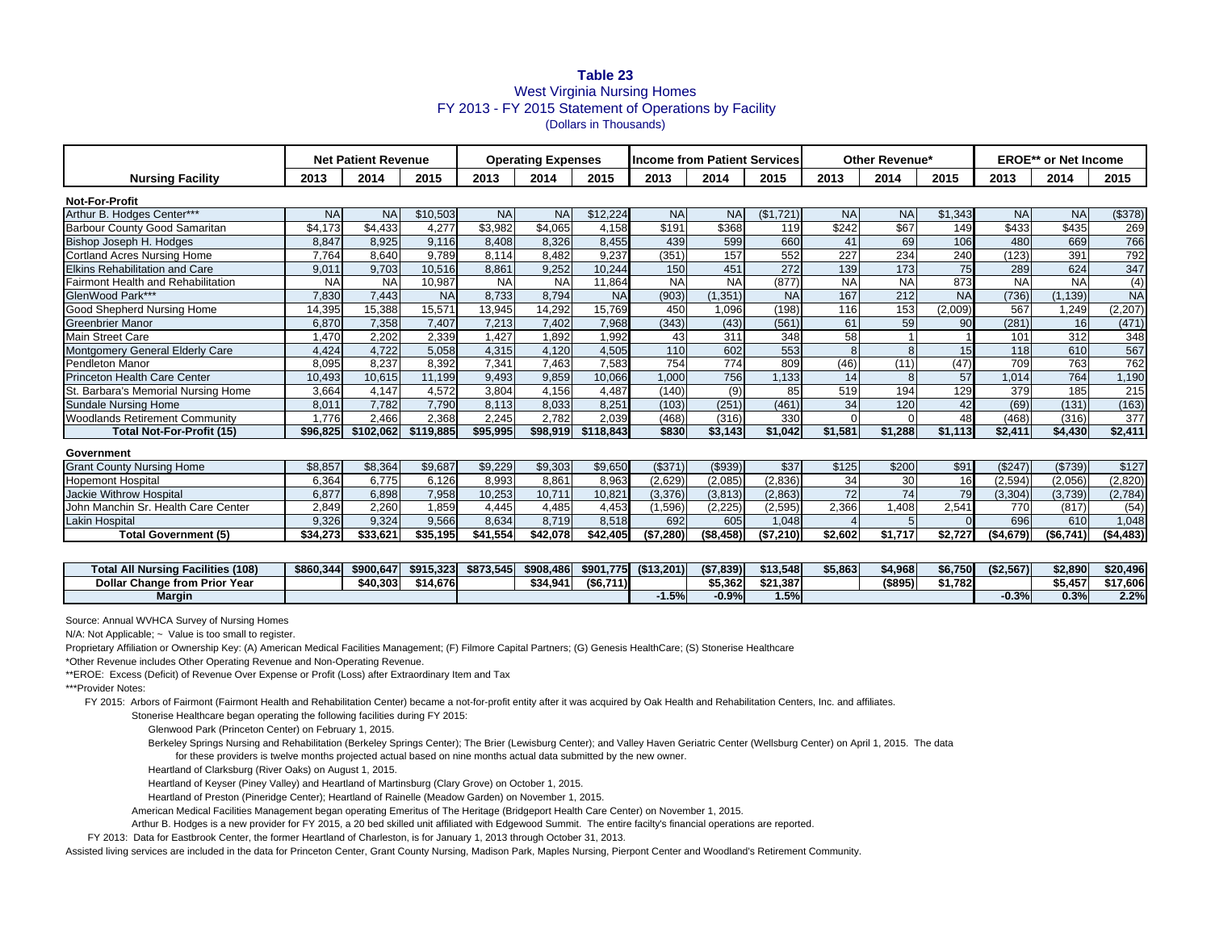**Table 23**

West Virginia Nursing Homes

FY 2013 - FY 2015 Statement of Operations by Facility

(Dollars in Thousands)

| | Net Patient Revenue | | | Operating Expenses | | | Income from Patient Services | | | Other Revenue* | | | EROE** or Net Income | | |
|---|---|---|---|---|---|---|---|---|---|---|---|---|---|---|---|
| **Nursing Facility** | **2013** | **2014** | **2015** | **2013** | **2014** | **2015** | **2013** | **2014** | **2015** | **2013** | **2014** | **2015** | **2013** | **2014** | **2015** |
| **Not-For-Profit** | | | | | | | | | | | | | | | |
| Arthur B. Hodges Center*** | NA | NA | $10,503 | NA | NA | $12,224 | NA | NA | ($1,721) | NA | NA | $1,343 | NA | NA | ($378) |
| Barbour County Good Samaritan | $4,173 | $4,433 | 4,277 | $3,982 | $4,065 | 4,158 | $191 | $368 | 119 | $242 | $67 | 149 | $433 | $435 | 269 |
| Bishop Joseph H. Hodges | 8,847 | 8,925 | 9,116 | 8,408 | 8,326 | 8,455 | 439 | 599 | 660 | 41 | 69 | 106 | 480 | 669 | 766 |
| Cortland Acres Nursing Home | 7,764 | 8,640 | 9,789 | 8,114 | 8,482 | 9,237 | (351) | 157 | 552 | 227 | 234 | 240 | (123) | 391 | 792 |
| Elkins Rehabilitation and Care | 9,011 | 9,703 | 10,516 | 8,861 | 9,252 | 10,244 | 150 | 451 | 272 | 139 | 173 | 75 | 289 | 624 | 347 |
| Fairmont Health and Rehabilitation | NA | NA | 10,987 | NA | NA | 11,864 | NA | NA | (877) | NA | NA | 873 | NA | NA | (4) |
| GlenWood Park*** | 7,830 | 7,443 | NA | 8,733 | 8,794 | NA | (903) | (1,351) | NA | 167 | 212 | NA | (736) | (1,139) | NA |
| Good Shepherd Nursing Home | 14,395 | 15,388 | 15,571 | 13,945 | 14,292 | 15,769 | 450 | 1,096 | (198) | 116 | 153 | (2,009) | 567 | 1,249 | (2,207) |
| Greenbrier Manor | 6,870 | 7,358 | 7,407 | 7,213 | 7,402 | 7,968 | (343) | (43) | (561) | 61 | 59 | 90 | (281) | 16 | (471) |
| Main Street Care | 1,470 | 2,202 | 2,339 | 1,427 | 1,892 | 1,992 | 43 | 311 | 348 | 58 | 1 | 1 | 101 | 312 | 348 |
| Montgomery General Elderly Care | 4,424 | 4,722 | 5,058 | 4,315 | 4,120 | 4,505 | 110 | 602 | 553 | 8 | 8 | 15 | 118 | 610 | 567 |
| Pendleton Manor | 8,095 | 8,237 | 8,392 | 7,341 | 7,463 | 7,583 | 754 | 774 | 809 | (46) | (11) | (47) | 709 | 763 | 762 |
| Princeton Health Care Center | 10,493 | 10,615 | 11,199 | 9,493 | 9,859 | 10,066 | 1,000 | 756 | 1,133 | 14 | 8 | 57 | 1,014 | 764 | 1,190 |
| St. Barbara's Memorial Nursing Home | 3,664 | 4,147 | 4,572 | 3,804 | 4,156 | 4,487 | (140) | (9) | 85 | 519 | 194 | 129 | 379 | 185 | 215 |
| Sundale Nursing Home | 8,011 | 7,782 | 7,790 | 8,113 | 8,033 | 8,251 | (103) | (251) | (461) | 34 | 120 | 42 | (69) | (131) | (163) |
| Woodlands Retirement Community | 1,776 | 2,466 | 2,368 | 2,245 | 2,782 | 2,039 | (468) | (316) | 330 | 0 | 0 | 48 | (468) | (316) | 377 |
| **Total Not-For-Profit (15)** | **$96,825** | **$102,062** | **$119,885** | **$95,995** | **$98,919** | **$118,843** | **$830** | **$3,143** | **$1,042** | **$1,581** | **$1,288** | **$1,113** | **$2,411** | **$4,430** | **$2,411** |
| **Government** | | | | | | | | | | | | | | | |
| Grant County Nursing Home | $8,857 | $8,364 | $9,687 | $9,229 | $9,303 | $9,650 | ($371) | ($939) | $37 | $125 | $200 | $91 | ($247) | ($739) | $127 |
| Hopemont Hospital | 6,364 | 6,775 | 6,126 | 8,993 | 8,861 | 8,963 | (2,629) | (2,085) | (2,836) | 34 | 30 | 16 | (2,594) | (2,056) | (2,820) |
| Jackie Withrow Hospital | 6,877 | 6,898 | 7,958 | 10,253 | 10,711 | 10,821 | (3,376) | (3,813) | (2,863) | 72 | 74 | 79 | (3,304) | (3,739) | (2,784) |
| John Manchin Sr. Health Care Center | 2,849 | 2,260 | 1,859 | 4,445 | 4,485 | 4,453 | (1,596) | (2,225) | (2,595) | 2,366 | 1,408 | 2,541 | 770 | (817) | (54) |
| Lakin Hospital | 9,326 | 9,324 | 9,566 | 8,634 | 8,719 | 8,518 | 692 | 605 | 1,048 | 4 | 5 | 0 | 696 | 610 | 1,048 |
| **Total Government (5)** | **$34,273** | **$33,621** | **$35,195** | **$41,554** | **$42,078** | **$42,405** | **($7,280)** | **($8,458)** | **($7,210)** | **$2,602** | **$1,717** | **$2,727** | **($4,679)** | **($6,741)** | **($4,483)** |
| **Total All Nursing Facilities (108)** | **$860,344** | **$900,647** | **$915,323** | **$873,545** | **$908,486** | **$901,775** | **($13,201)** | **($7,839)** | **$13,548** | **$5,863** | **$4,968** | **$6,750** | **($2,567)** | **$2,890** | **$20,496** |
| **Dollar Change from Prior Year** | | **$40,303** | **$14,676** | | **$34,941** | **($6,711)** | | **$5,362** | **$21,387** | | **($895)** | **$1,782** | | **$5,457** | **$17,606** |
| **Margin** | | | | | | | **-1.5%** | **-0.9%** | **1.5%** | | | | **-0.3%** | **0.3%** | **2.2%** |

Source: Annual WVHCA Survey of Nursing Homes

N/A: Not Applicable; ~ Value is too small to register.

Proprietary Affiliation or Ownership Key: (A) American Medical Facilities Management; (F) Filmore Capital Partners; (G) Genesis HealthCare; (S) Stonerise Healthcare

*Other Revenue includes Other Operating Revenue and Non-Operating Revenue.

**EROE: Excess (Deficit) of Revenue Over Expense or Profit (Loss) after Extraordinary Item and Tax

***Provider Notes:

FY 2015: Arbors of Fairmont (Fairmont Health and Rehabilitation Center) became a not-for-profit entity after it was acquired by Oak Health and Rehabilitation Centers, Inc. and affiliates.

Stonerise Healthcare began operating the following facilities during FY 2015:

Glenwood Park (Princeton Center) on February 1, 2015.

Berkeley Springs Nursing and Rehabilitation (Berkeley Springs Center); The Brier (Lewisburg Center); and Valley Haven Geriatric Center (Wellsburg Center) on April 1, 2015. The data for these providers is twelve months projected actual based on nine months actual data submitted by the new owner.

Heartland of Clarksburg (River Oaks) on August 1, 2015.

Heartland of Keyser (Piney Valley) and Heartland of Martinsburg (Clary Grove) on October 1, 2015.

Heartland of Preston (Pineridge Center); Heartland of Rainelle (Meadow Garden) on November 1, 2015.

American Medical Facilities Management began operating Emeritus of The Heritage (Bridgeport Health Care Center) on November 1, 2015.

Arthur B. Hodges is a new provider for FY 2015, a 20 bed skilled unit affiliated with Edgewood Summit. The entire facilty's financial operations are reported.

FY 2013: Data for Eastbrook Center, the former Heartland of Charleston, is for January 1, 2013 through October 31, 2013.

Assisted living services are included in the data for Princeton Center, Grant County Nursing, Madison Park, Maples Nursing, Pierpont Center and Woodland's Retirement Community.